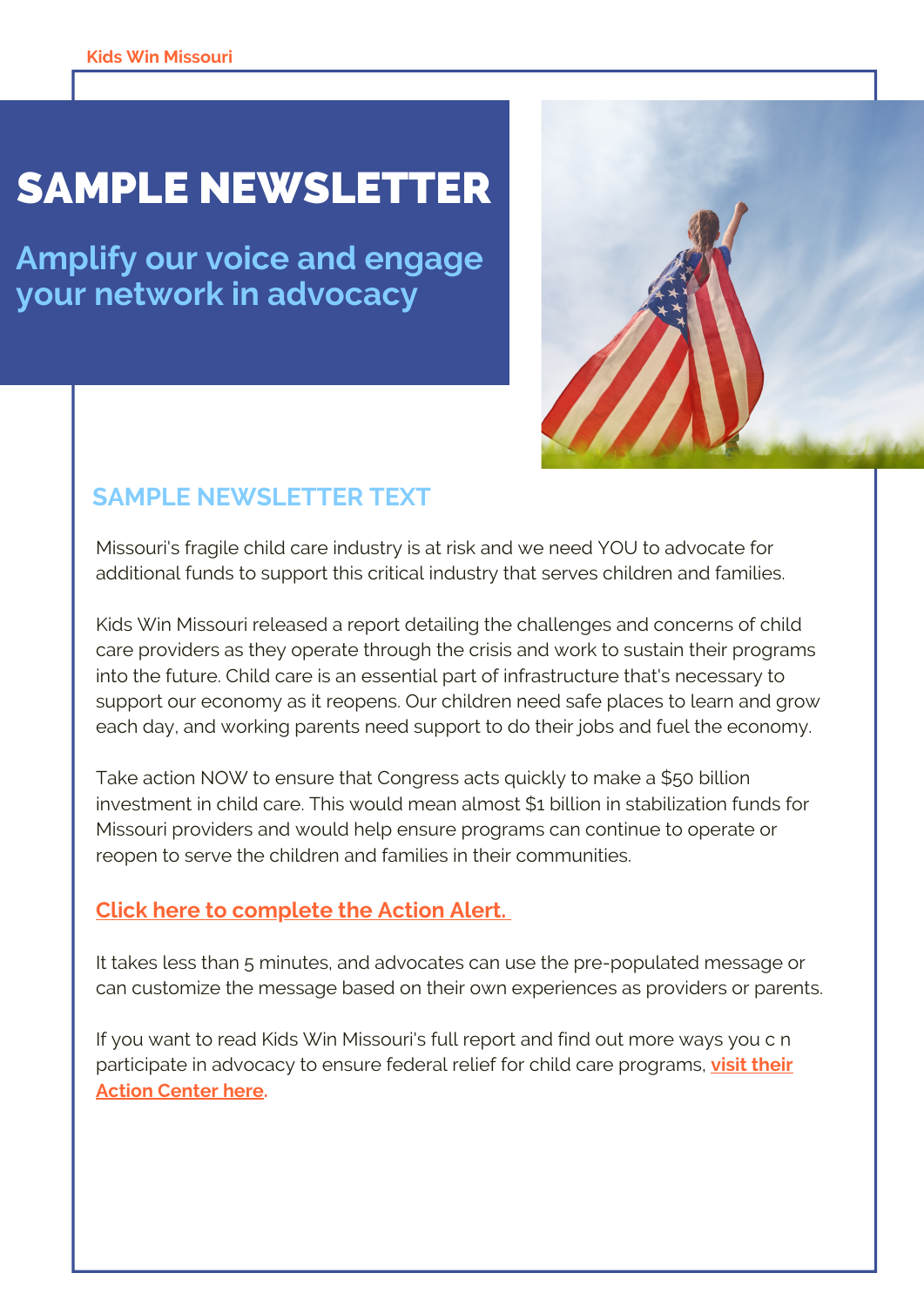Kids Win Missouri

# SAMPLE NEWSLETTER

## Amplify our voice and engage your network in advocacy

### SAMPLE NEWSLETTER TEXT

Missouri's fragile child care industry is at risk and we need YOU to advocate for additional funds to support this critical industry that serves children and families.

Kids Win Missouri released a report detailing the challenges and concerns of child care providers as they operate through the crisis and work to sustain their programs into the future. Child care is an essential part of infrastructure that's necessary to support our economy as it reopens. Our children need safe places to learn and grow each day, and working parents need support to do their jobs and fuel the economy.

Take action NOW to ensure that Congress acts quickly to make a $50 billion investment in child care. This would mean almost $1 billion in stabilization funds for Missouri providers and would help ensure programs can continue to operate or reopen to serve the children and families in their communities.

**Click here to complete the Action Alert.**

It takes less than 5 minutes, and advocates can use the pre-populated message or can customize the message based on their own experiences as providers or parents.

If you want to read Kids Win Missouri's full report and find out more ways you c n participate in advocacy to ensure federal relief for child care programs, **visit their Action Center here.**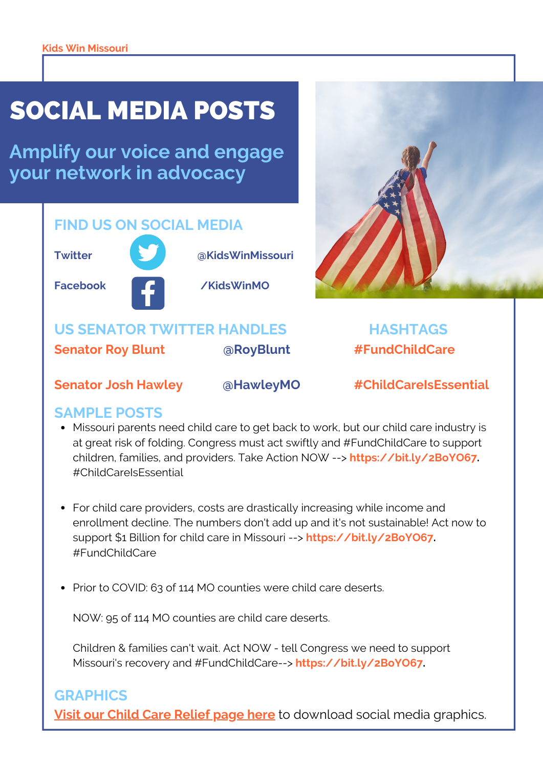Kids Win Missouri

# SOCIAL MEDIA POSTS

## Amplify our voice and engage your network in advocacy

### FIND US ON SOCIAL MEDIA

| | |
|---|---|
| Twitter | @KidsWinMissouri |
| Facebook | /KidsWinMO |

### US SENATOR TWITTER HANDLES

| | |
|---|---|
| Senator Roy Blunt | @RoyBlunt |
| Senator Josh Hawley | @HawleyMO |

### HASHTAGS

#FundChildCare

#ChildCareIsEssential

### SAMPLE POSTS

- Missouri parents need child care to get back to work, but our child care industry is at great risk of folding. Congress must act swiftly and #FundChildCare to support children, families, and providers. Take Action NOW --> https://bit.ly/2BoYO67. #ChildCareIsEssential

- For child care providers, costs are drastically increasing while income and enrollment decline. The numbers don't add up and it's not sustainable! Act now to support $1 Billion for child care in Missouri --> https://bit.ly/2BoYO67. #FundChildCare

- Prior to COVID: 63 of 114 MO counties were child care deserts.

  NOW: 95 of 114 MO counties are child care deserts.

  Children & families can't wait. Act NOW - tell Congress we need to support Missouri's recovery and #FundChildCare--> https://bit.ly/2BoYO67.

### GRAPHICS

Visit our Child Care Relief page here to download social media graphics.